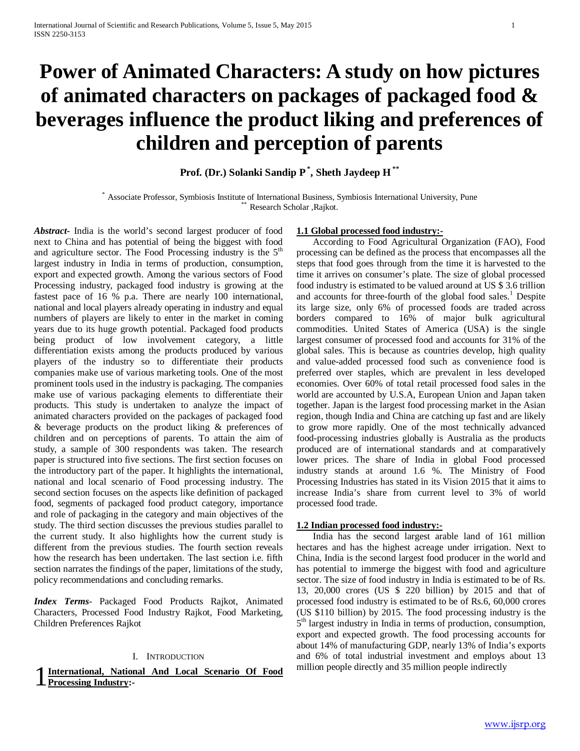# Power of Animated Characters: A study on how pictures of animated characters on packages of packaged food & beverages influence the product liking and preferences of children and perception of parents

**Prof. (Dr.) Solanki Sandip P [*], Sheth Jaydeep H [**]**

[*] Associate Professor, Symbiosis Institute of International Business, Symbiosis International University, Pune
[**] Research Scholar ,Rajkot.

***Abstract***- India is the world's second largest producer of food next to China and has potential of being the biggest with food and agriculture sector. The Food Processing industry is the 5th largest industry in India in terms of production, consumption, export and expected growth. Among the various sectors of Food Processing industry, packaged food industry is growing at the fastest pace of 16 % p.a. There are nearly 100 international, national and local players already operating in industry and equal numbers of players are likely to enter in the market in coming years due to its huge growth potential. Packaged food products being product of low involvement category, a little differentiation exists among the products produced by various players of the industry so to differentiate their products companies make use of various marketing tools. One of the most prominent tools used in the industry is packaging. The companies make use of various packaging elements to differentiate their products. This study is undertaken to analyze the impact of animated characters provided on the packages of packaged food & beverage products on the product liking & preferences of children and on perceptions of parents. To attain the aim of study, a sample of 300 respondents was taken. The research paper is structured into five sections. The first section focuses on the introductory part of the paper. It highlights the international, national and local scenario of Food processing industry. The second section focuses on the aspects like definition of packaged food, segments of packaged food product category, importance and role of packaging in the category and main objectives of the study. The third section discusses the previous studies parallel to the current study. It also highlights how the current study is different from the previous studies. The fourth section reveals how the research has been undertaken. The last section i.e. fifth section narrates the findings of the paper, limitations of the study, policy recommendations and concluding remarks.

***Index Terms***- Packaged Food Products Rajkot, Animated Characters, Processed Food Industry Rajkot, Food Marketing, Children Preferences Rajkot

## I. INTRODUCTION

### 1 International, National And Local Scenario Of Food Processing Industry:-

### 1.1 Global processed food industry:-

According to Food Agricultural Organization (FAO), Food processing can be defined as the process that encompasses all the steps that food goes through from the time it is harvested to the time it arrives on consumer's plate. The size of global processed food industry is estimated to be valued around at US $ 3.6 trillion and accounts for three-fourth of the global food sales.[1] Despite its large size, only 6% of processed foods are traded across borders compared to 16% of major bulk agricultural commodities. United States of America (USA) is the single largest consumer of processed food and accounts for 31% of the global sales. This is because as countries develop, high quality and value-added processed food such as convenience food is preferred over staples, which are prevalent in less developed economies. Over 60% of total retail processed food sales in the world are accounted by U.S.A, European Union and Japan taken together. Japan is the largest food processing market in the Asian region, though India and China are catching up fast and are likely to grow more rapidly. One of the most technically advanced food-processing industries globally is Australia as the products produced are of international standards and at comparatively lower prices. The share of India in global Food processed industry stands at around 1.6 %. The Ministry of Food Processing Industries has stated in its Vision 2015 that it aims to increase India's share from current level to 3% of world processed food trade.

### 1.2 Indian processed food industry:-

India has the second largest arable land of 161 million hectares and has the highest acreage under irrigation. Next to China, India is the second largest food producer in the world and has potential to immerge the biggest with food and agriculture sector. The size of food industry in India is estimated to be of Rs. 13, 20,000 crores (US $ 220 billion) by 2015 and that of processed food industry is estimated to be of Rs.6, 60,000 crores (US $110 billion) by 2015. The food processing industry is the 5th largest industry in India in terms of production, consumption, export and expected growth. The food processing accounts for about 14% of manufacturing GDP, nearly 13% of India's exports and 6% of total industrial investment and employs about 13 million people directly and 35 million people indirectly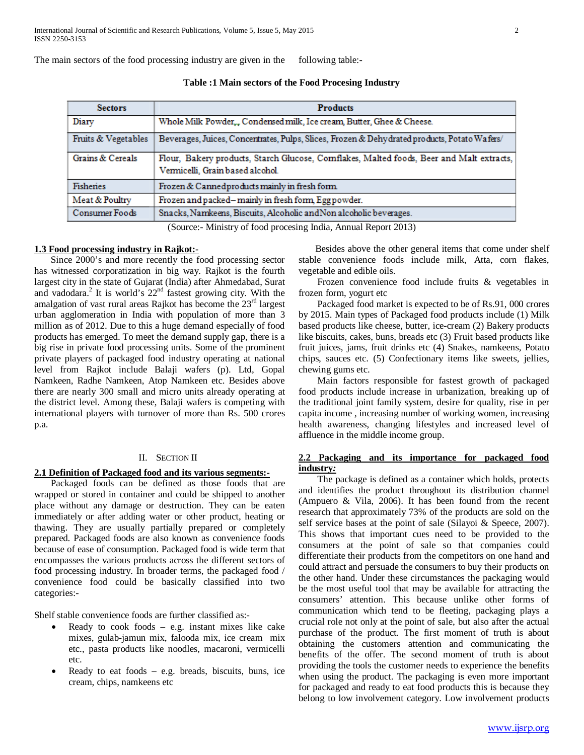The main sectors of the food processing industry are given in the following table:-

**Table :1 Main sectors of the Food Procesing Industry**

| Sectors | Products |
|---|---|
| Diary | Whole Milk Powder,., Condensed milk, Ice cream, Butter, Ghee & Cheese. |
| Fruits & Vegetables | Beverages, Juices, Concentrates, Pulps, Slices, Frozen & Dehydrated products, Potato Wafers/ |
| Grains & Cereals | Flour, Bakery products, Starch Glucose, Cornflakes, Malted foods, Beer and Malt extracts, Vermicelli, Grain based alcohol. |
| Fisheries | Frozen & Canned products mainly in fresh form. |
| Meat & Poultry | Frozen and packed – mainly in fresh form, Egg powder. |
| Consumer Foods | Snacks, Namkeens, Biscuits, Alcoholic and Non alcoholic beverages. |

(Source:- Ministry of food procesing India, Annual Report 2013)

**1.3 Food processing industry in Rajkot:-**

Since 2000's and more recently the food processing sector has witnessed corporatization in big way. Rajkot is the fourth largest city in the state of Gujarat (India) after Ahmedabad, Surat and vadodara.[2] It is world's 22nd fastest growing city. With the amalgation of vast rural areas Rajkot has become the 23rd largest urban agglomeration in India with population of more than 3 million as of 2012. Due to this a huge demand especially of food products has emerged. To meet the demand supply gap, there is a big rise in private food processing units. Some of the prominent private players of packaged food industry operating at national level from Rajkot include Balaji wafers (p). Ltd, Gopal Namkeen, Radhe Namkeen, Atop Namkeen etc. Besides above there are nearly 300 small and micro units already operating at the district level. Among these, Balaji wafers is competing with international players with turnover of more than Rs. 500 crores p.a.

## II. Section II

**2.1 Definition of Packaged food and its various segments:-**

Packaged foods can be defined as those foods that are wrapped or stored in container and could be shipped to another place without any damage or destruction. They can be eaten immediately or after adding water or other product, heating or thawing. They are usually partially prepared or completely prepared. Packaged foods are also known as convenience foods because of ease of consumption. Packaged food is wide term that encompasses the various products across the different sectors of food processing industry. In broader terms, the packaged food / convenience food could be basically classified into two categories:-

Shelf stable convenience foods are further classified as:-

- Ready to cook foods – e.g. instant mixes like cake mixes, gulab-jamun mix, falooda mix, ice cream mix etc., pasta products like noodles, macaroni, vermicelli etc.
- Ready to eat foods – e.g. breads, biscuits, buns, ice cream, chips, namkeens etc

Besides above the other general items that come under shelf stable convenience foods include milk, Atta, corn flakes, vegetable and edible oils.

Frozen convenience food include fruits & vegetables in frozen form, yogurt etc

Packaged food market is expected to be of Rs.91, 000 crores by 2015. Main types of Packaged food products include (1) Milk based products like cheese, butter, ice-cream (2) Bakery products like biscuits, cakes, buns, breads etc (3) Fruit based products like fruit juices, jams, fruit drinks etc (4) Snakes, namkeens, Potato chips, sauces etc. (5) Confectionary items like sweets, jellies, chewing gums etc.

Main factors responsible for fastest growth of packaged food products include increase in urbanization, breaking up of the traditional joint family system, desire for quality, rise in per capita income , increasing number of working women, increasing health awareness, changing lifestyles and increased level of affluence in the middle income group.

***2.2 Packaging and its importance for packaged food industry:***

The package is defined as a container which holds, protects and identifies the product throughout its distribution channel (Ampuero & Vila, 2006). It has been found from the recent research that approximately 73% of the products are sold on the self service bases at the point of sale (Silayoi & Speece, 2007). This shows that important cues need to be provided to the consumers at the point of sale so that companies could differentiate their products from the competitors on one hand and could attract and persuade the consumers to buy their products on the other hand. Under these circumstances the packaging would be the most useful tool that may be available for attracting the consumers' attention. This because unlike other forms of communication which tend to be fleeting, packaging plays a crucial role not only at the point of sale, but also after the actual purchase of the product. The first moment of truth is about obtaining the customers attention and communicating the benefits of the offer. The second moment of truth is about providing the tools the customer needs to experience the benefits when using the product. The packaging is even more important for packaged and ready to eat food products this is because they belong to low involvement category. Low involvement products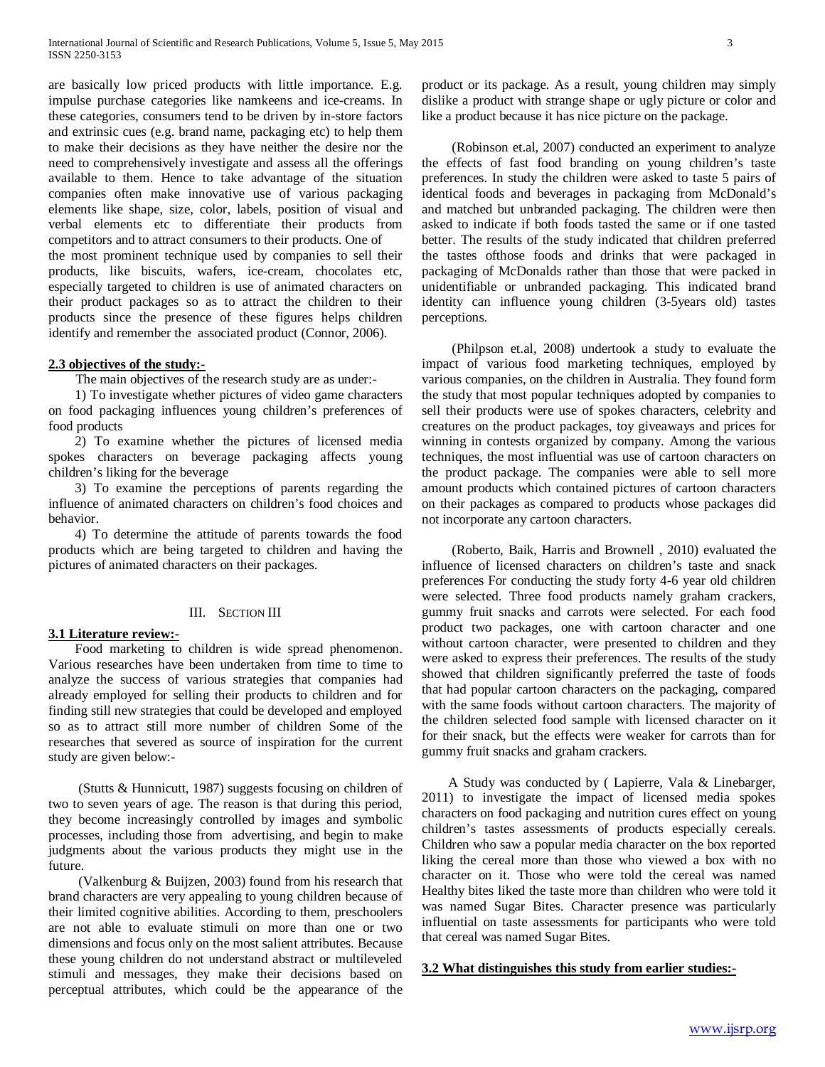are basically low priced products with little importance. E.g. impulse purchase categories like namkeens and ice-creams. In these categories, consumers tend to be driven by in-store factors and extrinsic cues (e.g. brand name, packaging etc) to help them to make their decisions as they have neither the desire nor the need to comprehensively investigate and assess all the offerings available to them. Hence to take advantage of the situation companies often make innovative use of various packaging elements like shape, size, color, labels, position of visual and verbal elements etc to differentiate their products from competitors and to attract consumers to their products. One of the most prominent technique used by companies to sell their products, like biscuits, wafers, ice-cream, chocolates etc, especially targeted to children is use of animated characters on their product packages so as to attract the children to their products since the presence of these figures helps children identify and remember the associated product (Connor, 2006).

**2.3 objectives of the study:-**

The main objectives of the research study are as under:-

1) To investigate whether pictures of video game characters on food packaging influences young children's preferences of food products

2) To examine whether the pictures of licensed media spokes characters on beverage packaging affects young children's liking for the beverage

3) To examine the perceptions of parents regarding the influence of animated characters on children's food choices and behavior.

4) To determine the attitude of parents towards the food products which are being targeted to children and having the pictures of animated characters on their packages.

## III. Section III

**3.1 Literature review:-**

Food marketing to children is wide spread phenomenon. Various researches have been undertaken from time to time to analyze the success of various strategies that companies had already employed for selling their products to children and for finding still new strategies that could be developed and employed so as to attract still more number of children Some of the researches that severed as source of inspiration for the current study are given below:-

(Stutts & Hunnicutt, 1987) suggests focusing on children of two to seven years of age. The reason is that during this period, they become increasingly controlled by images and symbolic processes, including those from advertising, and begin to make judgments about the various products they might use in the future.

(Valkenburg & Buijzen, 2003) found from his research that brand characters are very appealing to young children because of their limited cognitive abilities. According to them, preschoolers are not able to evaluate stimuli on more than one or two dimensions and focus only on the most salient attributes. Because these young children do not understand abstract or multileveled stimuli and messages, they make their decisions based on perceptual attributes, which could be the appearance of the product or its package. As a result, young children may simply dislike a product with strange shape or ugly picture or color and like a product because it has nice picture on the package.

(Robinson et.al, 2007) conducted an experiment to analyze the effects of fast food branding on young children's taste preferences. In study the children were asked to taste 5 pairs of identical foods and beverages in packaging from McDonald's and matched but unbranded packaging. The children were then asked to indicate if both foods tasted the same or if one tasted better. The results of the study indicated that children preferred the tastes ofthose foods and drinks that were packaged in packaging of McDonalds rather than those that were packed in unidentifiable or unbranded packaging. This indicated brand identity can influence young children (3-5years old) tastes perceptions.

(Philpson et.al, 2008) undertook a study to evaluate the impact of various food marketing techniques, employed by various companies, on the children in Australia. They found form the study that most popular techniques adopted by companies to sell their products were use of spokes characters, celebrity and creatures on the product packages, toy giveaways and prices for winning in contests organized by company. Among the various techniques, the most influential was use of cartoon characters on the product package. The companies were able to sell more amount products which contained pictures of cartoon characters on their packages as compared to products whose packages did not incorporate any cartoon characters.

(Roberto, Baik, Harris and Brownell , 2010) evaluated the influence of licensed characters on children's taste and snack preferences For conducting the study forty 4-6 year old children were selected. Three food products namely graham crackers, gummy fruit snacks and carrots were selected. For each food product two packages, one with cartoon character and one without cartoon character, were presented to children and they were asked to express their preferences. The results of the study showed that children significantly preferred the taste of foods that had popular cartoon characters on the packaging, compared with the same foods without cartoon characters. The majority of the children selected food sample with licensed character on it for their snack, but the effects were weaker for carrots than for gummy fruit snacks and graham crackers.

A Study was conducted by ( Lapierre, Vala & Linebarger, 2011) to investigate the impact of licensed media spokes characters on food packaging and nutrition cures effect on young children's tastes assessments of products especially cereals. Children who saw a popular media character on the box reported liking the cereal more than those who viewed a box with no character on it. Those who were told the cereal was named Healthy bites liked the taste more than children who were told it was named Sugar Bites. Character presence was particularly influential on taste assessments for participants who were told that cereal was named Sugar Bites.

**3.2 What distinguishes this study from earlier studies:-**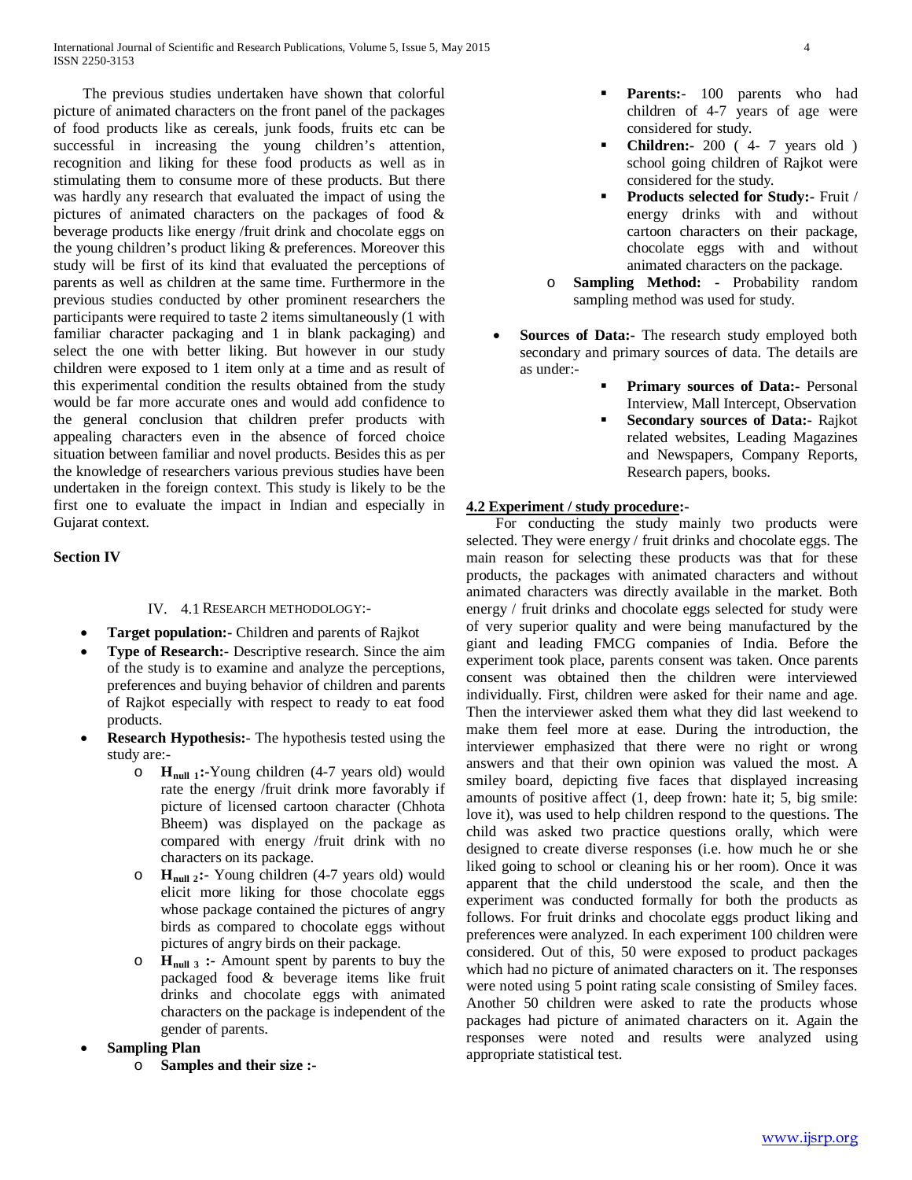The previous studies undertaken have shown that colorful picture of animated characters on the front panel of the packages of food products like as cereals, junk foods, fruits etc can be successful in increasing the young children's attention, recognition and liking for these food products as well as in stimulating them to consume more of these products. But there was hardly any research that evaluated the impact of using the pictures of animated characters on the packages of food & beverage products like energy /fruit drink and chocolate eggs on the young children's product liking & preferences. Moreover this study will be first of its kind that evaluated the perceptions of parents as well as children at the same time. Furthermore in the previous studies conducted by other prominent researchers the participants were required to taste 2 items simultaneously (1 with familiar character packaging and 1 in blank packaging) and select the one with better liking. But however in our study children were exposed to 1 item only at a time and as result of this experimental condition the results obtained from the study would be far more accurate ones and would add confidence to the general conclusion that children prefer products with appealing characters even in the absence of forced choice situation between familiar and novel products. Besides this as per the knowledge of researchers various previous studies have been undertaken in the foreign context. This study is likely to be the first one to evaluate the impact in Indian and especially in Gujarat context.

## Section IV

### IV. 4.1 Research Methodology:-

- **Target population:-** Children and parents of Rajkot
- **Type of Research:-** Descriptive research. Since the aim of the study is to examine and analyze the perceptions, preferences and buying behavior of children and parents of Rajkot especially with respect to ready to eat food products.
- **Research Hypothesis:-** The hypothesis tested using the study are:-
    - **$H_{null\ 1}$:-**Young children (4-7 years old) would rate the energy /fruit drink more favorably if picture of licensed cartoon character (Chhota Bheem) was displayed on the package as compared with energy /fruit drink with no characters on its package.
    - **$H_{null\ 2}$:-** Young children (4-7 years old) would elicit more liking for those chocolate eggs whose package contained the pictures of angry birds as compared to chocolate eggs without pictures of angry birds on their package.
    - **$H_{null\ 3}$ :-** Amount spent by parents to buy the packaged food & beverage items like fruit drinks and chocolate eggs with animated characters on the package is independent of the gender of parents.
- **Sampling Plan**
    - **Samples and their size :-**
        - **Parents:-** 100 parents who had children of 4-7 years of age were considered for study.
        - **Children:-** 200 ( 4- 7 years old ) school going children of Rajkot were considered for the study.
        - **Products selected for Study:-** Fruit / energy drinks with and without cartoon characters on their package, chocolate eggs with and without animated characters on the package.
    - **Sampling Method: -** Probability random sampling method was used for study.
- **Sources of Data:-** The research study employed both secondary and primary sources of data. The details are as under:-
    - **Primary sources of Data:-** Personal Interview, Mall Intercept, Observation
    - **Secondary sources of Data:-** Rajkot related websites, Leading Magazines and Newspapers, Company Reports, Research papers, books.

### 4.2 Experiment / study procedure:-

For conducting the study mainly two products were selected. They were energy / fruit drinks and chocolate eggs. The main reason for selecting these products was that for these products, the packages with animated characters and without animated characters was directly available in the market. Both energy / fruit drinks and chocolate eggs selected for study were of very superior quality and were being manufactured by the giant and leading FMCG companies of India. Before the experiment took place, parents consent was taken. Once parents consent was obtained then the children were interviewed individually. First, children were asked for their name and age. Then the interviewer asked them what they did last weekend to make them feel more at ease. During the introduction, the interviewer emphasized that there were no right or wrong answers and that their own opinion was valued the most. A smiley board, depicting five faces that displayed increasing amounts of positive affect (1, deep frown: hate it; 5, big smile: love it), was used to help children respond to the questions. The child was asked two practice questions orally, which were designed to create diverse responses (i.e. how much he or she liked going to school or cleaning his or her room). Once it was apparent that the child understood the scale, and then the experiment was conducted formally for both the products as follows. For fruit drinks and chocolate eggs product liking and preferences were analyzed. In each experiment 100 children were considered. Out of this, 50 were exposed to product packages which had no picture of animated characters on it. The responses were noted using 5 point rating scale consisting of Smiley faces. Another 50 children were asked to rate the products whose packages had picture of animated characters on it. Again the responses were noted and results were analyzed using appropriate statistical test.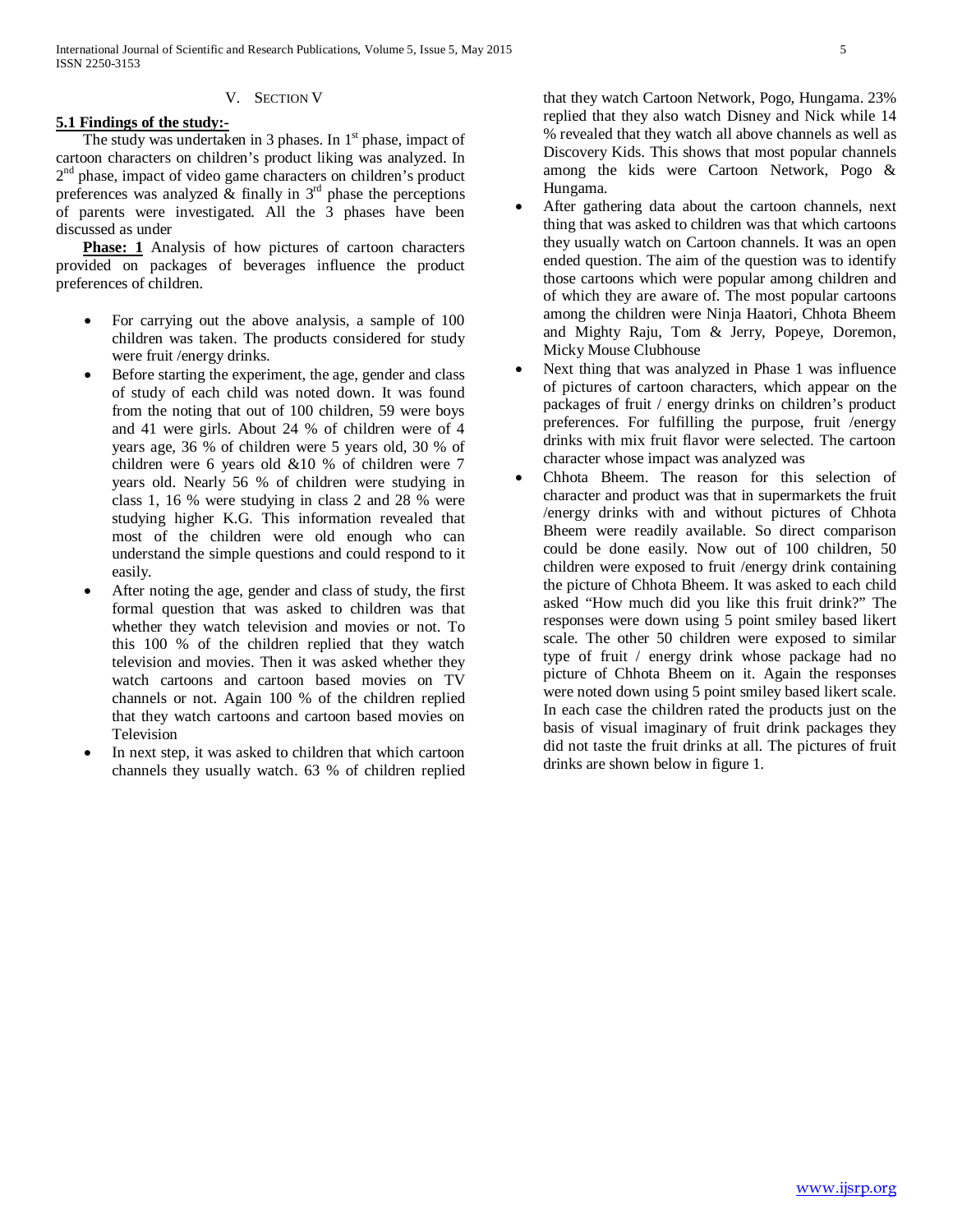## V. Section V

**5.1 Findings of the study:-**

The study was undertaken in 3 phases. In 1st phase, impact of cartoon characters on children's product liking was analyzed. In 2nd phase, impact of video game characters on children's product preferences was analyzed & finally in 3rd phase the perceptions of parents were investigated. All the 3 phases have been discussed as under

**Phase: 1** Analysis of how pictures of cartoon characters provided on packages of beverages influence the product preferences of children.

- For carrying out the above analysis, a sample of 100 children was taken. The products considered for study were fruit /energy drinks.
- Before starting the experiment, the age, gender and class of study of each child was noted down. It was found from the noting that out of 100 children, 59 were boys and 41 were girls. About 24 % of children were of 4 years age, 36 % of children were 5 years old, 30 % of children were 6 years old &10 % of children were 7 years old. Nearly 56 % of children were studying in class 1, 16 % were studying in class 2 and 28 % were studying higher K.G. This information revealed that most of the children were old enough who can understand the simple questions and could respond to it easily.
- After noting the age, gender and class of study, the first formal question that was asked to children was that whether they watch television and movies or not. To this 100 % of the children replied that they watch television and movies. Then it was asked whether they watch cartoons and cartoon based movies on TV channels or not. Again 100 % of the children replied that they watch cartoons and cartoon based movies on Television
- In next step, it was asked to children that which cartoon channels they usually watch. 63 % of children replied that they watch Cartoon Network, Pogo, Hungama. 23% replied that they also watch Disney and Nick while 14 % revealed that they watch all above channels as well as Discovery Kids. This shows that most popular channels among the kids were Cartoon Network, Pogo & Hungama.
- After gathering data about the cartoon channels, next thing that was asked to children was that which cartoons they usually watch on Cartoon channels. It was an open ended question. The aim of the question was to identify those cartoons which were popular among children and of which they are aware of. The most popular cartoons among the children were Ninja Haatori, Chhota Bheem and Mighty Raju, Tom & Jerry, Popeye, Doremon, Micky Mouse Clubhouse
- Next thing that was analyzed in Phase 1 was influence of pictures of cartoon characters, which appear on the packages of fruit / energy drinks on children's product preferences. For fulfilling the purpose, fruit /energy drinks with mix fruit flavor were selected. The cartoon character whose impact was analyzed was
- Chhota Bheem. The reason for this selection of character and product was that in supermarkets the fruit /energy drinks with and without pictures of Chhota Bheem were readily available. So direct comparison could be done easily. Now out of 100 children, 50 children were exposed to fruit /energy drink containing the picture of Chhota Bheem. It was asked to each child asked "How much did you like this fruit drink?" The responses were down using 5 point smiley based likert scale. The other 50 children were exposed to similar type of fruit / energy drink whose package had no picture of Chhota Bheem on it. Again the responses were noted down using 5 point smiley based likert scale. In each case the children rated the products just on the basis of visual imaginary of fruit drink packages they did not taste the fruit drinks at all. The pictures of fruit drinks are shown below in figure 1.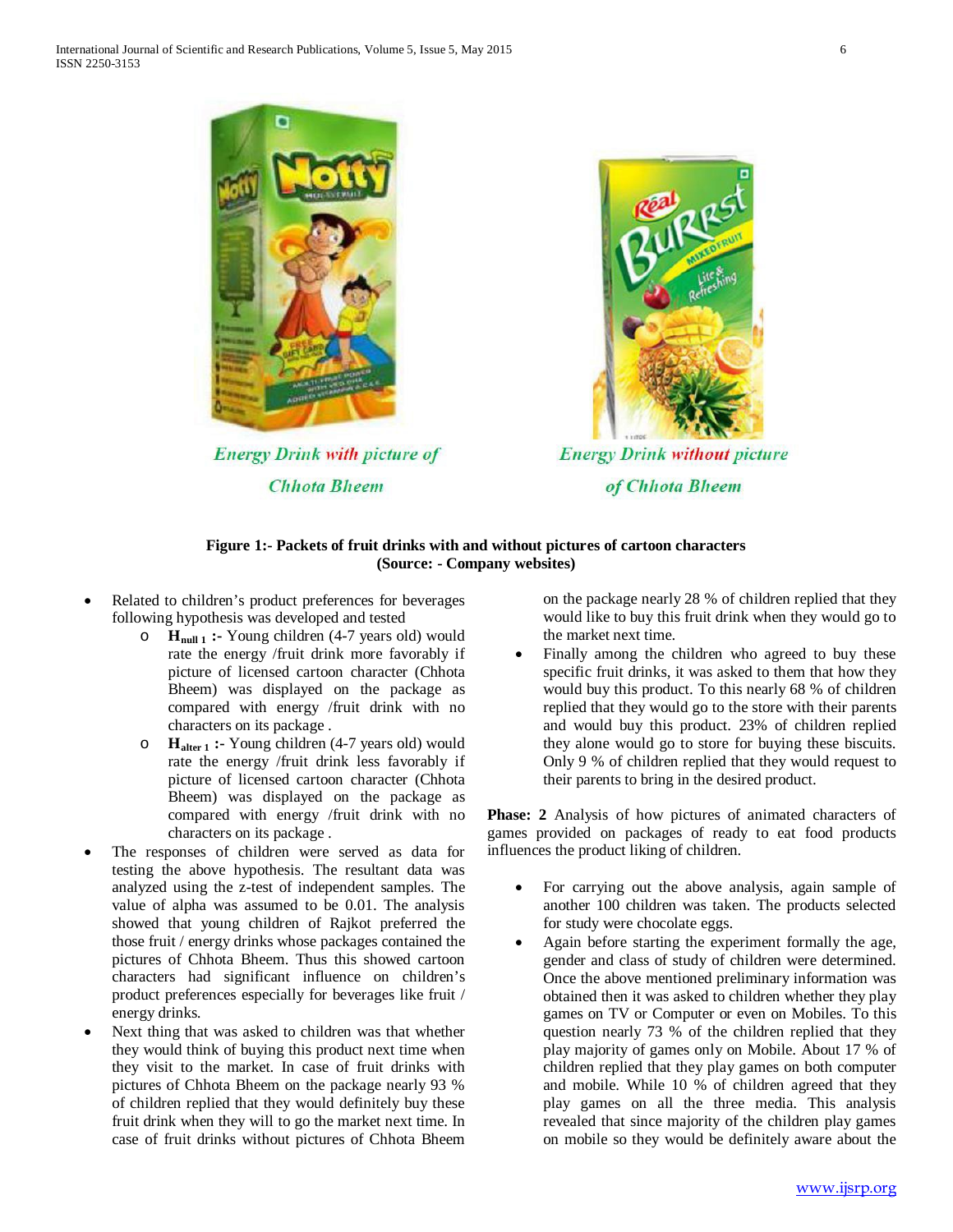Energy Drink with picture of Chhota Bheem

Energy Drink without picture of Chhota Bheem

**Figure 1:- Packets of fruit drinks with and without pictures of cartoon characters (Source: - Company websites)**

- Related to children's product preferences for beverages following hypothesis was developed and tested
  - **H$_{null\ 1}$ :-** Young children (4-7 years old) would rate the energy /fruit drink more favorably if picture of licensed cartoon character (Chhota Bheem) was displayed on the package as compared with energy /fruit drink with no characters on its package .
  - **H$_{alter\ 1}$ :-** Young children (4-7 years old) would rate the energy /fruit drink less favorably if picture of licensed cartoon character (Chhota Bheem) was displayed on the package as compared with energy /fruit drink with no characters on its package .
- The responses of children were served as data for testing the above hypothesis. The resultant data was analyzed using the z-test of independent samples. The value of alpha was assumed to be 0.01. The analysis showed that young children of Rajkot preferred the those fruit / energy drinks whose packages contained the pictures of Chhota Bheem. Thus this showed cartoon characters had significant influence on children's product preferences especially for beverages like fruit / energy drinks.
- Next thing that was asked to children was that whether they would think of buying this product next time when they visit to the market. In case of fruit drinks with pictures of Chhota Bheem on the package nearly 93 % of children replied that they would definitely buy these fruit drink when they will to go the market next time. In case of fruit drinks without pictures of Chhota Bheem on the package nearly 28 % of children replied that they would like to buy this fruit drink when they would go to the market next time.
- Finally among the children who agreed to buy these specific fruit drinks, it was asked to them that how they would buy this product. To this nearly 68 % of children replied that they would go to the store with their parents and would buy this product. 23% of children replied they alone would go to store for buying these biscuits. Only 9 % of children replied that they would request to their parents to bring in the desired product.

**Phase: 2** Analysis of how pictures of animated characters of games provided on packages of ready to eat food products influences the product liking of children.

- For carrying out the above analysis, again sample of another 100 children was taken. The products selected for study were chocolate eggs.
- Again before starting the experiment formally the age, gender and class of study of children were determined. Once the above mentioned preliminary information was obtained then it was asked to children whether they play games on TV or Computer or even on Mobiles. To this question nearly 73 % of the children replied that they play majority of games only on Mobile. About 17 % of children replied that they play games on both computer and mobile. While 10 % of children agreed that they play games on all the three media. This analysis revealed that since majority of the children play games on mobile so they would be definitely aware about the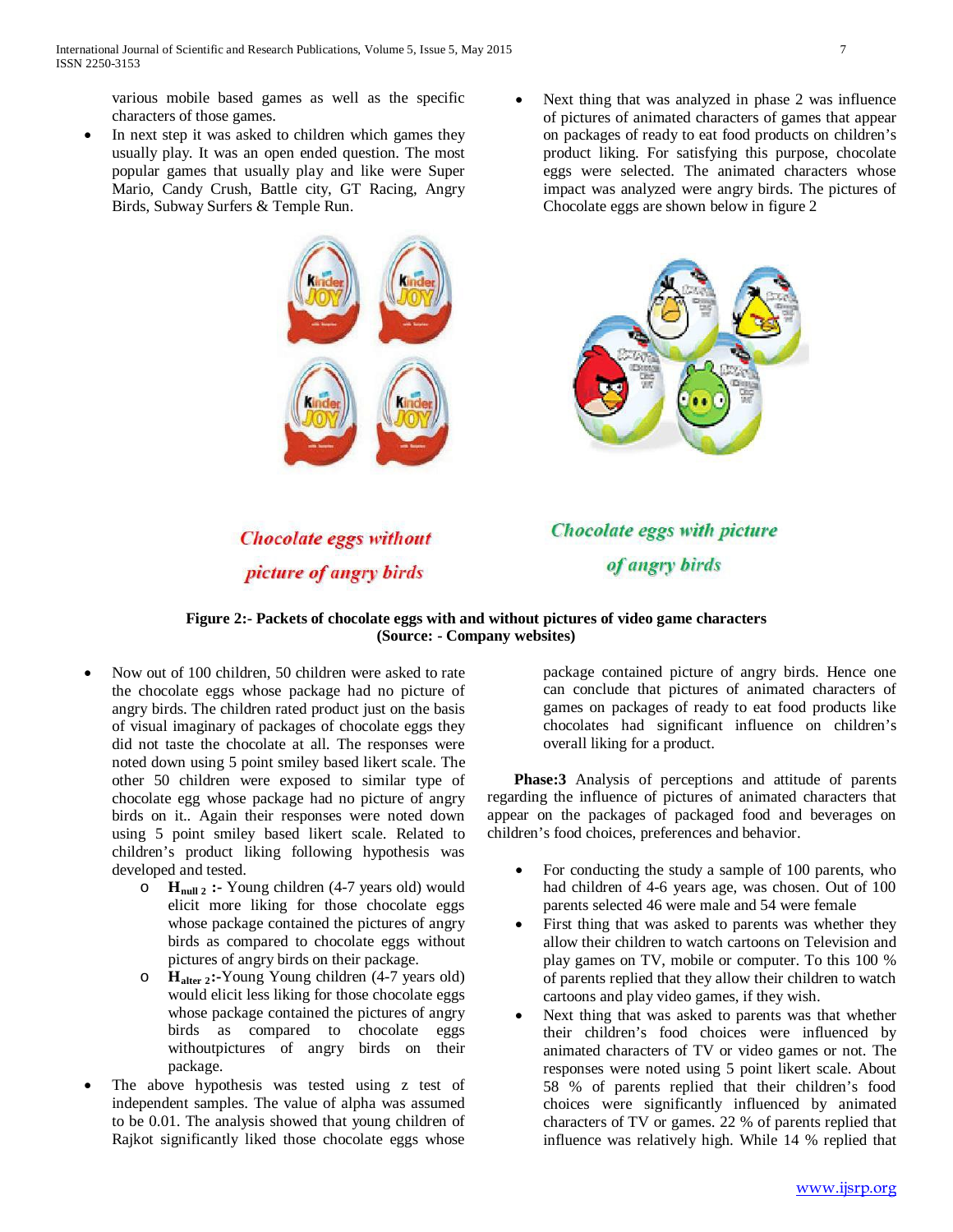various mobile based games as well as the specific characters of those games.

- In next step it was asked to children which games they usually play. It was an open ended question. The most popular games that usually play and like were Super Mario, Candy Crush, Battle city, GT Racing, Angry Birds, Subway Surfers & Temple Run.
- Next thing that was analyzed in phase 2 was influence of pictures of animated characters of games that appear on packages of ready to eat food products on children's product liking. For satisfying this purpose, chocolate eggs were selected. The animated characters whose impact was analyzed were angry birds. The pictures of Chocolate eggs are shown below in figure 2

*Chocolate eggs without picture of angry birds*

*Chocolate eggs with picture of angry birds*

**Figure 2:- Packets of chocolate eggs with and without pictures of video game characters (Source: - Company websites)**

- Now out of 100 children, 50 children were asked to rate the chocolate eggs whose package had no picture of angry birds. The children rated product just on the basis of visual imaginary of packages of chocolate eggs they did not taste the chocolate at all. The responses were noted down using 5 point smiley based likert scale. The other 50 children were exposed to similar type of chocolate egg whose package had no picture of angry birds on it.. Again their responses were noted down using 5 point smiley based likert scale. Related to children's product liking following hypothesis was developed and tested.
    - **H$_{null\ 2}$ :-** Young children (4-7 years old) would elicit more liking for those chocolate eggs whose package contained the pictures of angry birds as compared to chocolate eggs without pictures of angry birds on their package.
    - **H$_{alter\ 2}$:-**Young Young children (4-7 years old) would elicit less liking for those chocolate eggs whose package contained the pictures of angry birds as compared to chocolate eggs withoutpictures of angry birds on their package.
- The above hypothesis was tested using z test of independent samples. The value of alpha was assumed to be 0.01. The analysis showed that young children of Rajkot significantly liked those chocolate eggs whose package contained picture of angry birds. Hence one can conclude that pictures of animated characters of games on packages of ready to eat food products like chocolates had significant influence on children's overall liking for a product.

**Phase:3** Analysis of perceptions and attitude of parents regarding the influence of pictures of animated characters that appear on the packages of packaged food and beverages on children's food choices, preferences and behavior.

- For conducting the study a sample of 100 parents, who had children of 4-6 years age, was chosen. Out of 100 parents selected 46 were male and 54 were female
- First thing that was asked to parents was whether they allow their children to watch cartoons on Television and play games on TV, mobile or computer. To this 100 % of parents replied that they allow their children to watch cartoons and play video games, if they wish.
- Next thing that was asked to parents was that whether their children's food choices were influenced by animated characters of TV or video games or not. The responses were noted using 5 point likert scale. About 58 % of parents replied that their children's food choices were significantly influenced by animated characters of TV or games. 22 % of parents replied that influence was relatively high. While 14 % replied that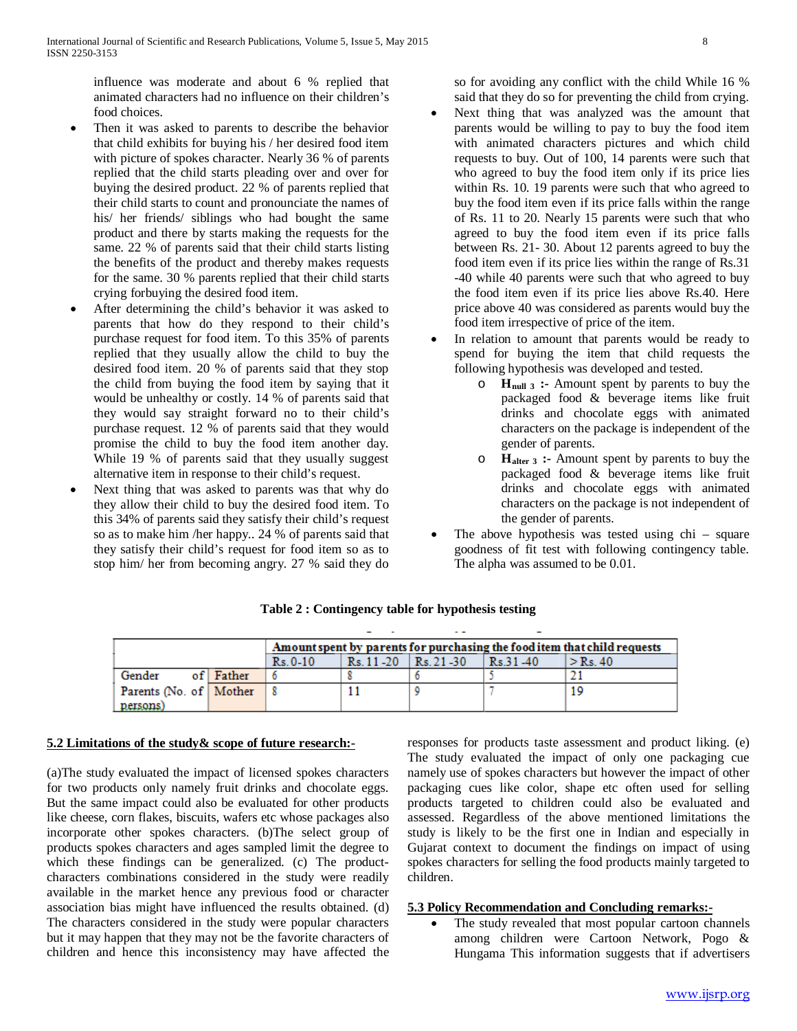influence was moderate and about 6 % replied that animated characters had no influence on their children's food choices.

- Then it was asked to parents to describe the behavior that child exhibits for buying his / her desired food item with picture of spokes character. Nearly 36 % of parents replied that the child starts pleading over and over for buying the desired product. 22 % of parents replied that their child starts to count and pronounciate the names of his/ her friends/ siblings who had bought the same product and there by starts making the requests for the same. 22 % of parents said that their child starts listing the benefits of the product and thereby makes requests for the same. 30 % parents replied that their child starts crying forbuying the desired food item.
- After determining the child's behavior it was asked to parents that how do they respond to their child's purchase request for food item. To this 35% of parents replied that they usually allow the child to buy the desired food item. 20 % of parents said that they stop the child from buying the food item by saying that it would be unhealthy or costly. 14 % of parents said that they would say straight forward no to their child's purchase request. 12 % of parents said that they would promise the child to buy the food item another day. While 19 % of parents said that they usually suggest alternative item in response to their child's request.
- Next thing that was asked to parents was that why do they allow their child to buy the desired food item. To this 34% of parents said they satisfy their child's request so as to make him /her happy.. 24 % of parents said that they satisfy their child's request for food item so as to stop him/ her from becoming angry. 27 % said they do so for avoiding any conflict with the child While 16 % said that they do so for preventing the child from crying.
- Next thing that was analyzed was the amount that parents would be willing to pay to buy the food item with animated characters pictures and which child requests to buy. Out of 100, 14 parents were such that who agreed to buy the food item only if its price lies within Rs. 10. 19 parents were such that who agreed to buy the food item even if its price falls within the range of Rs. 11 to 20. Nearly 15 parents were such that who agreed to buy the food item even if its price falls between Rs. 21- 30. About 12 parents agreed to buy the food item even if its price lies within the range of Rs.31 -40 while 40 parents were such that who agreed to buy the food item even if its price lies above Rs.40. Here price above 40 was considered as parents would buy the food item irrespective of price of the item.
- In relation to amount that parents would be ready to spend for buying the item that child requests the following hypothesis was developed and tested.
    - **$H_{null\ 3}$ :-** Amount spent by parents to buy the packaged food & beverage items like fruit drinks and chocolate eggs with animated characters on the package is independent of the gender of parents.
    - **$H_{alter\ 3}$ :-** Amount spent by parents to buy the packaged food & beverage items like fruit drinks and chocolate eggs with animated characters on the package is not independent of the gender of parents.
- The above hypothesis was tested using chi – square goodness of fit test with following contingency table. The alpha was assumed to be 0.01.

**Table 2 : Contingency table for hypothesis testing**

| | | Amount spent by parents for purchasing the food item that child requests | | | | |
|---|---|---|---|---|---|---|
| | | Rs. 0-10 | Rs. 11 -20 | Rs. 21 -30 | Rs.31 -40 | > Rs. 40 |
| Gender of Parents (No. of persons) | Father | 6 | 8 | 6 | 5 | 21 |
| | Mother | 8 | 11 | 9 | 7 | 19 |

**5.2 Limitations of the study& scope of future research:-**

(a)The study evaluated the impact of licensed spokes characters for two products only namely fruit drinks and chocolate eggs. But the same impact could also be evaluated for other products like cheese, corn flakes, biscuits, wafers etc whose packages also incorporate other spokes characters. (b)The select group of products spokes characters and ages sampled limit the degree to which these findings can be generalized. (c) The product-characters combinations considered in the study were readily available in the market hence any previous food or character association bias might have influenced the results obtained. (d) The characters considered in the study were popular characters but it may happen that they may not be the favorite characters of children and hence this inconsistency may have affected the responses for products taste assessment and product liking. (e) The study evaluated the impact of only one packaging cue namely use of spokes characters but however the impact of other packaging cues like color, shape etc often used for selling products targeted to children could also be evaluated and assessed. Regardless of the above mentioned limitations the study is likely to be the first one in Indian and especially in Gujarat context to document the findings on impact of using spokes characters for selling the food products mainly targeted to children.

**5.3 Policy Recommendation and Concluding remarks:-**

- The study revealed that most popular cartoon channels among children were Cartoon Network, Pogo & Hungama This information suggests that if advertisers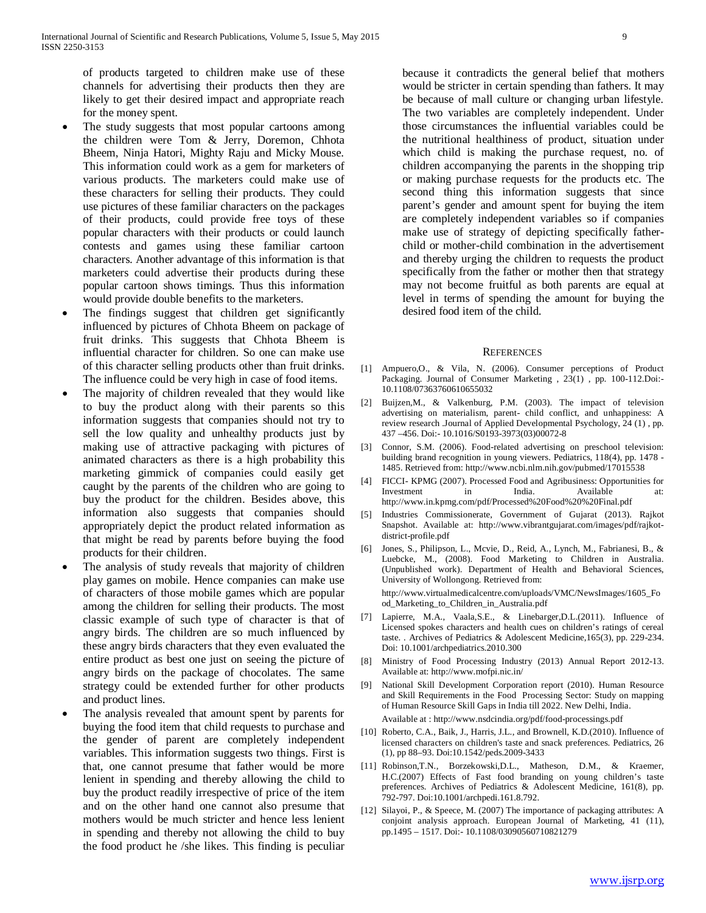of products targeted to children make use of these channels for advertising their products then they are likely to get their desired impact and appropriate reach for the money spent.

- The study suggests that most popular cartoons among the children were Tom & Jerry, Doremon, Chhota Bheem, Ninja Hatori, Mighty Raju and Micky Mouse. This information could work as a gem for marketers of various products. The marketers could make use of these characters for selling their products. They could use pictures of these familiar characters on the packages of their products, could provide free toys of these popular characters with their products or could launch contests and games using these familiar cartoon characters. Another advantage of this information is that marketers could advertise their products during these popular cartoon shows timings. Thus this information would provide double benefits to the marketers.
- The findings suggest that children get significantly influenced by pictures of Chhota Bheem on package of fruit drinks. This suggests that Chhota Bheem is influential character for children. So one can make use of this character selling products other than fruit drinks. The influence could be very high in case of food items.
- The majority of children revealed that they would like to buy the product along with their parents so this information suggests that companies should not try to sell the low quality and unhealthy products just by making use of attractive packaging with pictures of animated characters as there is a high probability this marketing gimmick of companies could easily get caught by the parents of the children who are going to buy the product for the children. Besides above, this information also suggests that companies should appropriately depict the product related information as that might be read by parents before buying the food products for their children.
- The analysis of study reveals that majority of children play games on mobile. Hence companies can make use of characters of those mobile games which are popular among the children for selling their products. The most classic example of such type of character is that of angry birds. The children are so much influenced by these angry birds characters that they even evaluated the entire product as best one just on seeing the picture of angry birds on the package of chocolates. The same strategy could be extended further for other products and product lines.
- The analysis revealed that amount spent by parents for buying the food item that child requests to purchase and the gender of parent are completely independent variables. This information suggests two things. First is that, one cannot presume that father would be more lenient in spending and thereby allowing the child to buy the product readily irrespective of price of the item and on the other hand one cannot also presume that mothers would be much stricter and hence less lenient in spending and thereby not allowing the child to buy the food product he /she likes. This finding is peculiar because it contradicts the general belief that mothers would be stricter in certain spending than fathers. It may be because of mall culture or changing urban lifestyle. The two variables are completely independent. Under those circumstances the influential variables could be the nutritional healthiness of product, situation under which child is making the purchase request, no. of children accompanying the parents in the shopping trip or making purchase requests for the products etc. The second thing this information suggests that since parent's gender and amount spent for buying the item are completely independent variables so if companies make use of strategy of depicting specifically father-child or mother-child combination in the advertisement and thereby urging the children to requests the product specifically from the father or mother then that strategy may not become fruitful as both parents are equal at level in terms of spending the amount for buying the desired food item of the child.

## References

[1] Ampuero,O., & Vila, N. (2006). Consumer perceptions of Product Packaging. Journal of Consumer Marketing , 23(1) , pp. 100-112.Doi:- 10.1108/07363760610655032

[2] Buijzen,M., & Valkenburg, P.M. (2003). The impact of television advertising on materialism, parent- child conflict, and unhappiness: A review research .Journal of Applied Developmental Psychology, 24 (1) , pp. 437 –456. Doi:- 10.1016/S0193-3973(03)00072-8

[3] Connor, S.M. (2006). Food-related advertising on preschool television: building brand recognition in young viewers. Pediatrics, 118(4), pp. 1478 - 1485. Retrieved from: http://www.ncbi.nlm.nih.gov/pubmed/17015538

[4] FICCI- KPMG (2007). Processed Food and Agribusiness: Opportunities for Investment in India. Available at: http://www.in.kpmg.com/pdf/Processed%20Food%20%20Final.pdf

[5] Industries Commissionerate, Government of Gujarat (2013). Rajkot Snapshot. Available at: http://www.vibrantgujarat.com/images/pdf/rajkot-district-profile.pdf

[6] Jones, S., Philipson, L., Mcvie, D., Reid, A., Lynch, M., Fabrianesi, B., & Luebcke, M., (2008). Food Marketing to Children in Australia. (Unpublished work). Department of Health and Behavioral Sciences, University of Wollongong. Retrieved from:
http://www.virtualmedicalcentre.com/uploads/VMC/NewsImages/1605_Food_Marketing_to_Children_in_Australia.pdf

[7] Lapierre, M.A., Vaala,S.E., & Linebarger,D.L.(2011). Influence of Licensed spokes characters and health cues on children's ratings of cereal taste. . Archives of Pediatrics & Adolescent Medicine,165(3), pp. 229-234. Doi: 10.1001/archpediatrics.2010.300

[8] Ministry of Food Processing Industry (2013) Annual Report 2012-13. Available at: http://www.mofpi.nic.in/

[9] National Skill Development Corporation report (2010). Human Resource and Skill Requirements in the Food Processing Sector: Study on mapping of Human Resource Skill Gaps in India till 2022. New Delhi, India.
Available at : http://www.nsdcindia.org/pdf/food-processings.pdf

[10] Roberto, C.A., Baik, J., Harris, J.L., and Brownell, K.D.(2010). Influence of licensed characters on children's taste and snack preferences. Pediatrics, 26 (1), pp 88–93. Doi:10.1542/peds.2009-3433

[11] Robinson,T.N., Borzekowski,D.L., Matheson, D.M., & Kraemer, H.C.(2007) Effects of Fast food branding on young children's taste preferences. Archives of Pediatrics & Adolescent Medicine, 161(8), pp. 792-797. Doi:10.1001/archpedi.161.8.792.

[12] Silayoi, P., & Speece, M. (2007) The importance of packaging attributes: A conjoint analysis approach. European Journal of Marketing, 41 (11), pp.1495 – 1517. Doi:- 10.1108/03090560710821279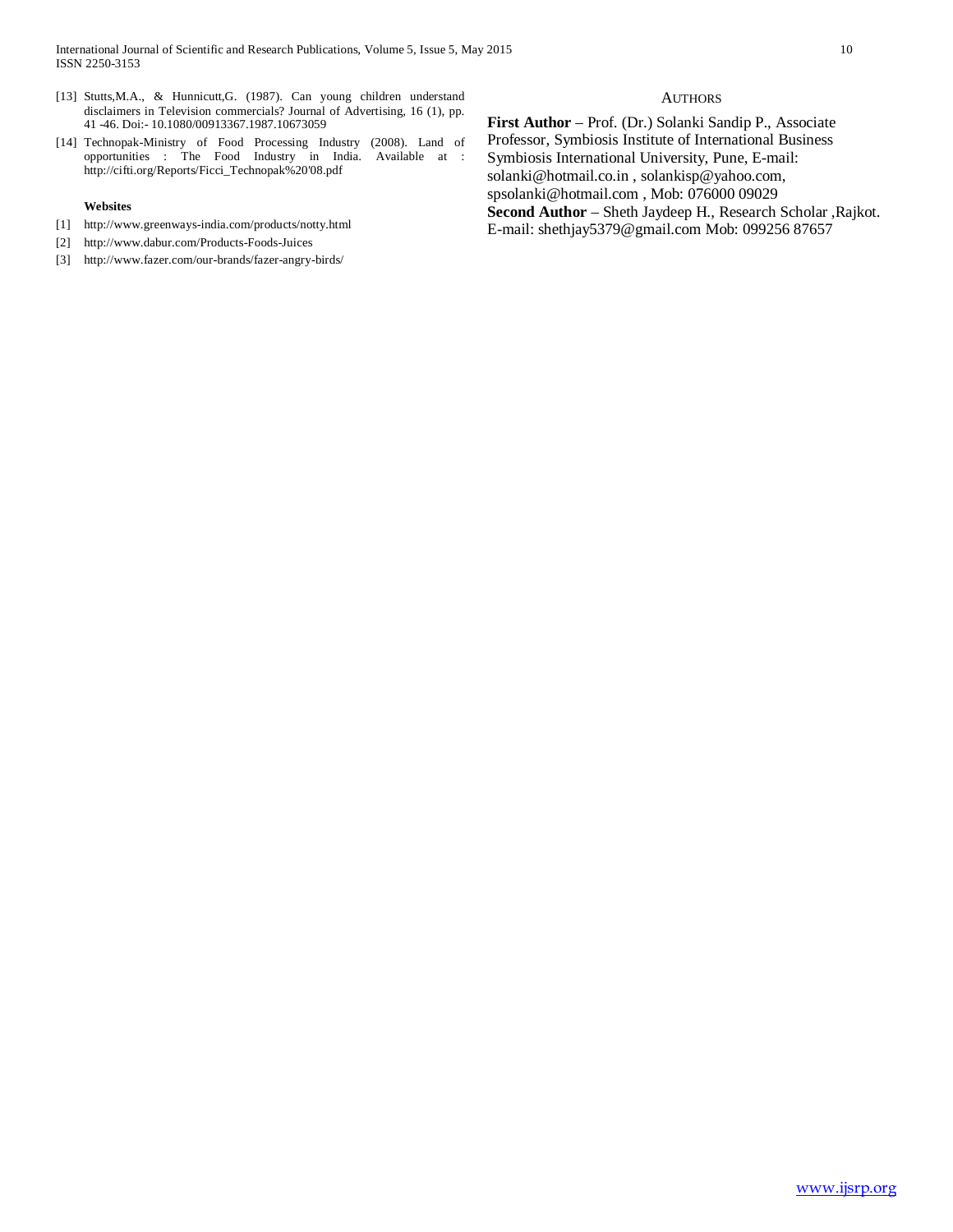[13] Stutts,M.A., & Hunnicutt,G. (1987). Can young children understand disclaimers in Television commercials? Journal of Advertising, 16 (1), pp. 41 -46. Doi:- 10.1080/00913367.1987.10673059

[14] Technopak-Ministry of Food Processing Industry (2008). Land of opportunities : The Food Industry in India. Available at : http://cifti.org/Reports/Ficci_Technopak%20'08.pdf

**Websites**

[1] http://www.greenways-india.com/products/notty.html

[2] http://www.dabur.com/Products-Foods-Juices

[3] http://www.fazer.com/our-brands/fazer-angry-birds/

## AUTHORS

**First Author** – Prof. (Dr.) Solanki Sandip P., Associate Professor, Symbiosis Institute of International Business Symbiosis International University, Pune, E-mail: solanki@hotmail.co.in , solankisp@yahoo.com, spsolanki@hotmail.com , Mob: 076000 09029

**Second Author** – Sheth Jaydeep H., Research Scholar ,Rajkot. E-mail: shethjay5379@gmail.com Mob: 099256 87657